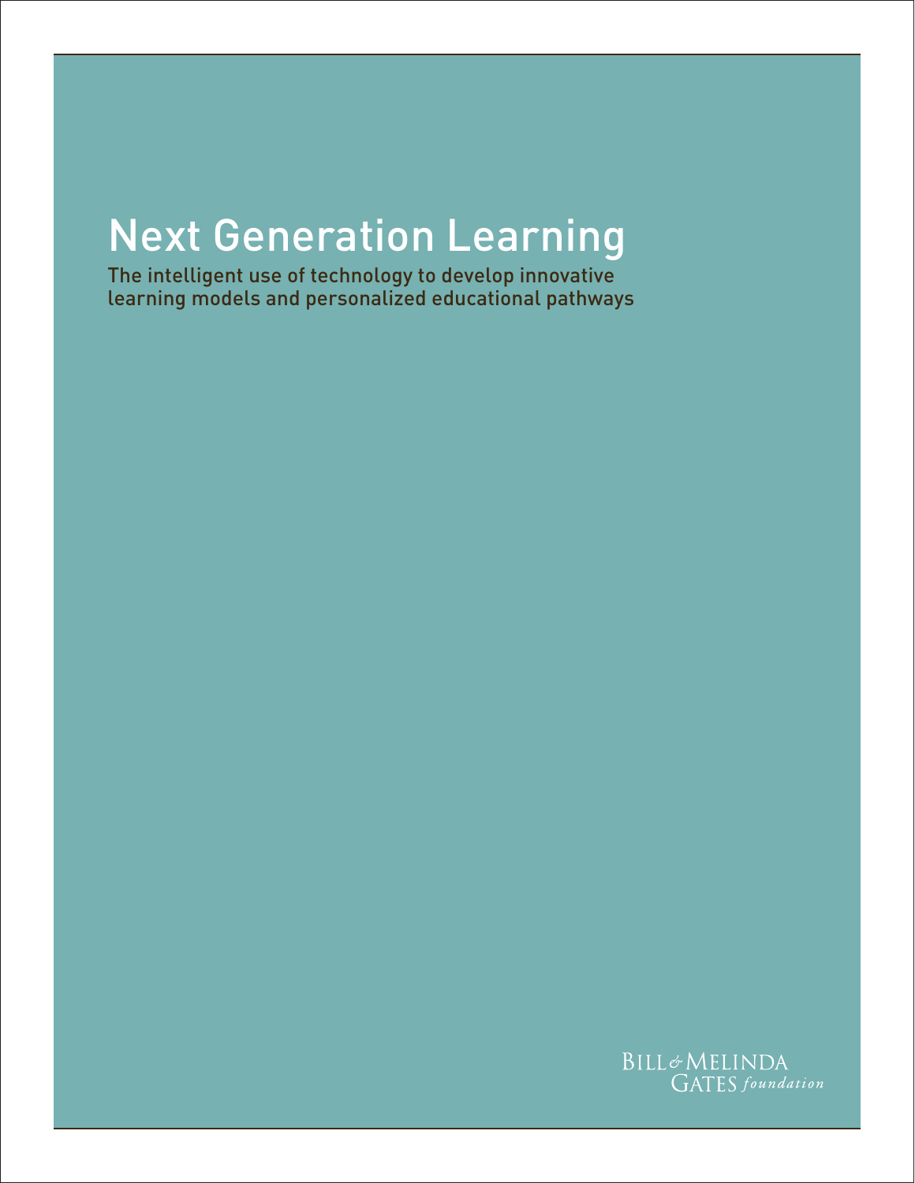# Next Generation Learning

The intelligent use of technology to develop innovative learning models and personalized educational pathways

BILL & MELINDA GATES *foundation*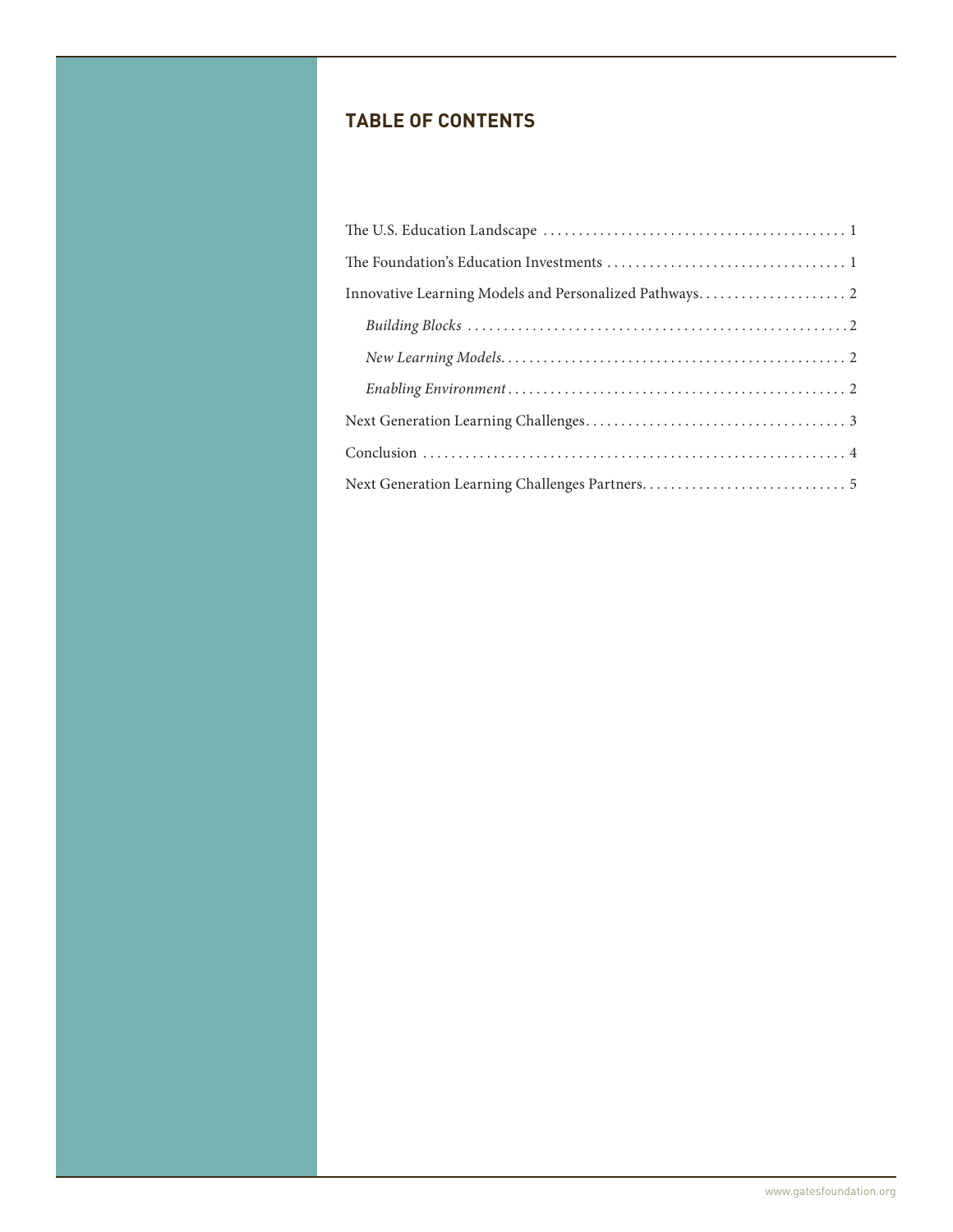## TABLE OF CONTENTS

The U.S. Education Landscape . . . . . . . . . . . . . . . . . . . . . . . . . . . . . . . . . . . . . . . . . . . 1

The Foundation's Education Investments . . . . . . . . . . . . . . . . . . . . . . . . . . . . . . . . . 1

Innovative Learning Models and Personalized Pathways. . . . . . . . . . . . . . . . . . . . . 2

*Building Blocks* . . . . . . . . . . . . . . . . . . . . . . . . . . . . . . . . . . . . . . . . . . . . . . . . . . . . 2

*New Learning Models*. . . . . . . . . . . . . . . . . . . . . . . . . . . . . . . . . . . . . . . . . . . . . . . . 2

*Enabling Environment* . . . . . . . . . . . . . . . . . . . . . . . . . . . . . . . . . . . . . . . . . . . . . . . 2

Next Generation Learning Challenges. . . . . . . . . . . . . . . . . . . . . . . . . . . . . . . . . . . . 3

Conclusion . . . . . . . . . . . . . . . . . . . . . . . . . . . . . . . . . . . . . . . . . . . . . . . . . . . . . . . . . . 4

Next Generation Learning Challenges Partners. . . . . . . . . . . . . . . . . . . . . . . . . . . . 5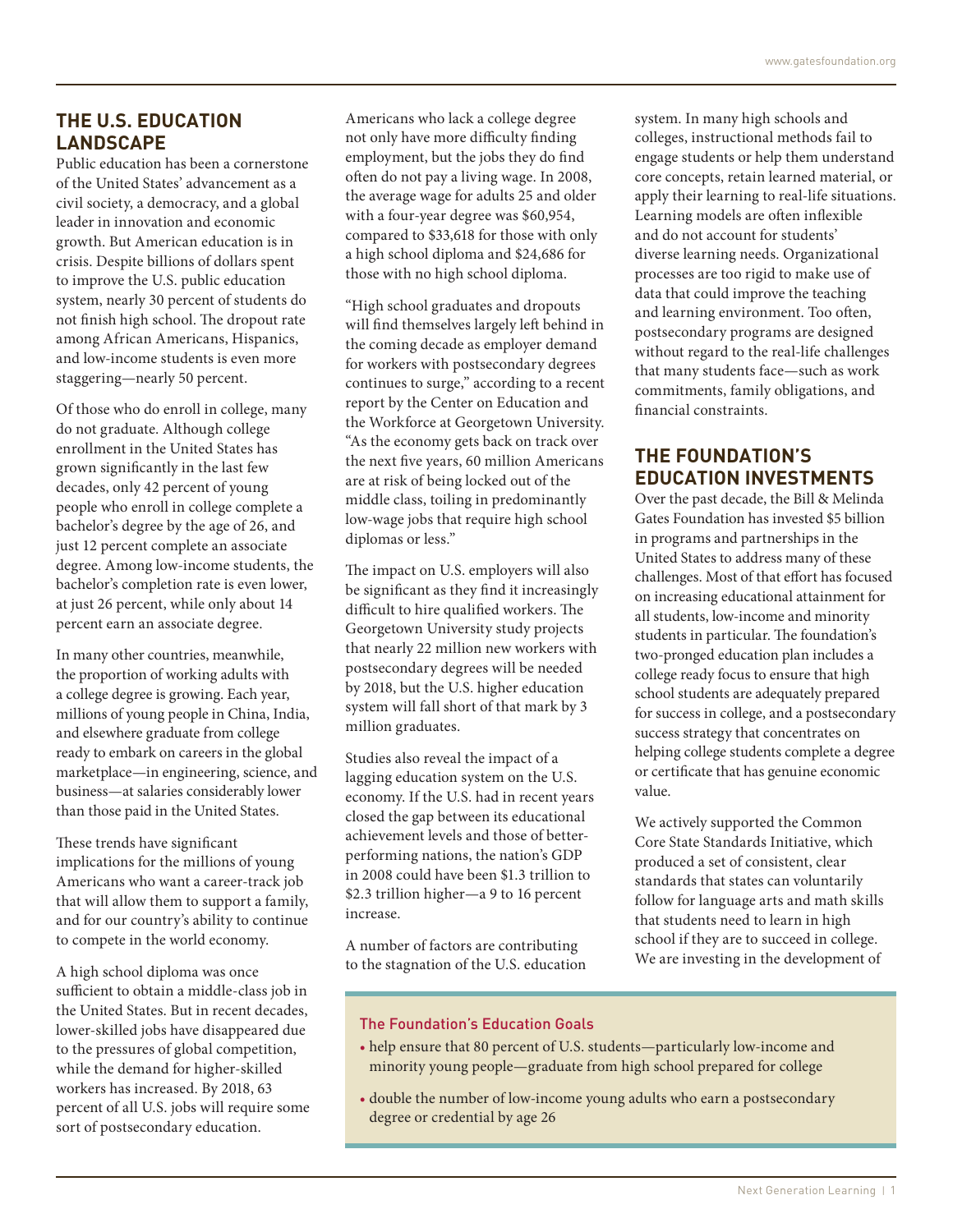## THE U.S. EDUCATION LANDSCAPE

Public education has been a cornerstone of the United States' advancement as a civil society, a democracy, and a global leader in innovation and economic growth. But American education is in crisis. Despite billions of dollars spent to improve the U.S. public education system, nearly 30 percent of students do not finish high school. The dropout rate among African Americans, Hispanics, and low-income students is even more staggering—nearly 50 percent.

Of those who do enroll in college, many do not graduate. Although college enrollment in the United States has grown significantly in the last few decades, only 42 percent of young people who enroll in college complete a bachelor's degree by the age of 26, and just 12 percent complete an associate degree. Among low-income students, the bachelor's completion rate is even lower, at just 26 percent, while only about 14 percent earn an associate degree.

In many other countries, meanwhile, the proportion of working adults with a college degree is growing. Each year, millions of young people in China, India, and elsewhere graduate from college ready to embark on careers in the global marketplace—in engineering, science, and business—at salaries considerably lower than those paid in the United States.

These trends have significant implications for the millions of young Americans who want a career-track job that will allow them to support a family, and for our country's ability to continue to compete in the world economy.

A high school diploma was once sufficient to obtain a middle-class job in the United States. But in recent decades, lower-skilled jobs have disappeared due to the pressures of global competition, while the demand for higher-skilled workers has increased. By 2018, 63 percent of all U.S. jobs will require some sort of postsecondary education.

Americans who lack a college degree not only have more difficulty finding employment, but the jobs they do find often do not pay a living wage. In 2008, the average wage for adults 25 and older with a four-year degree was $60,954, compared to $33,618 for those with only a high school diploma and $24,686 for those with no high school diploma.

"High school graduates and dropouts will find themselves largely left behind in the coming decade as employer demand for workers with postsecondary degrees continues to surge," according to a recent report by the Center on Education and the Workforce at Georgetown University. "As the economy gets back on track over the next five years, 60 million Americans are at risk of being locked out of the middle class, toiling in predominantly low-wage jobs that require high school diplomas or less."

The impact on U.S. employers will also be significant as they find it increasingly difficult to hire qualified workers. The Georgetown University study projects that nearly 22 million new workers with postsecondary degrees will be needed by 2018, but the U.S. higher education system will fall short of that mark by 3 million graduates.

Studies also reveal the impact of a lagging education system on the U.S. economy. If the U.S. had in recent years closed the gap between its educational achievement levels and those of better-performing nations, the nation's GDP in 2008 could have been $1.3 trillion to $2.3 trillion higher—a 9 to 16 percent increase.

A number of factors are contributing to the stagnation of the U.S. education system. In many high schools and colleges, instructional methods fail to engage students or help them understand core concepts, retain learned material, or apply their learning to real-life situations. Learning models are often inflexible and do not account for students' diverse learning needs. Organizational processes are too rigid to make use of data that could improve the teaching and learning environment. Too often, postsecondary programs are designed without regard to the real-life challenges that many students face—such as work commitments, family obligations, and financial constraints.

## THE FOUNDATION'S EDUCATION INVESTMENTS

Over the past decade, the Bill & Melinda Gates Foundation has invested $5 billion in programs and partnerships in the United States to address many of these challenges. Most of that effort has focused on increasing educational attainment for all students, low-income and minority students in particular. The foundation's two-pronged education plan includes a college ready focus to ensure that high school students are adequately prepared for success in college, and a postsecondary success strategy that concentrates on helping college students complete a degree or certificate that has genuine economic value.

We actively supported the Common Core State Standards Initiative, which produced a set of consistent, clear standards that states can voluntarily follow for language arts and math skills that students need to learn in high school if they are to succeed in college. We are investing in the development of

### The Foundation's Education Goals

- help ensure that 80 percent of U.S. students—particularly low-income and minority young people—graduate from high school prepared for college
- double the number of low-income young adults who earn a postsecondary degree or credential by age 26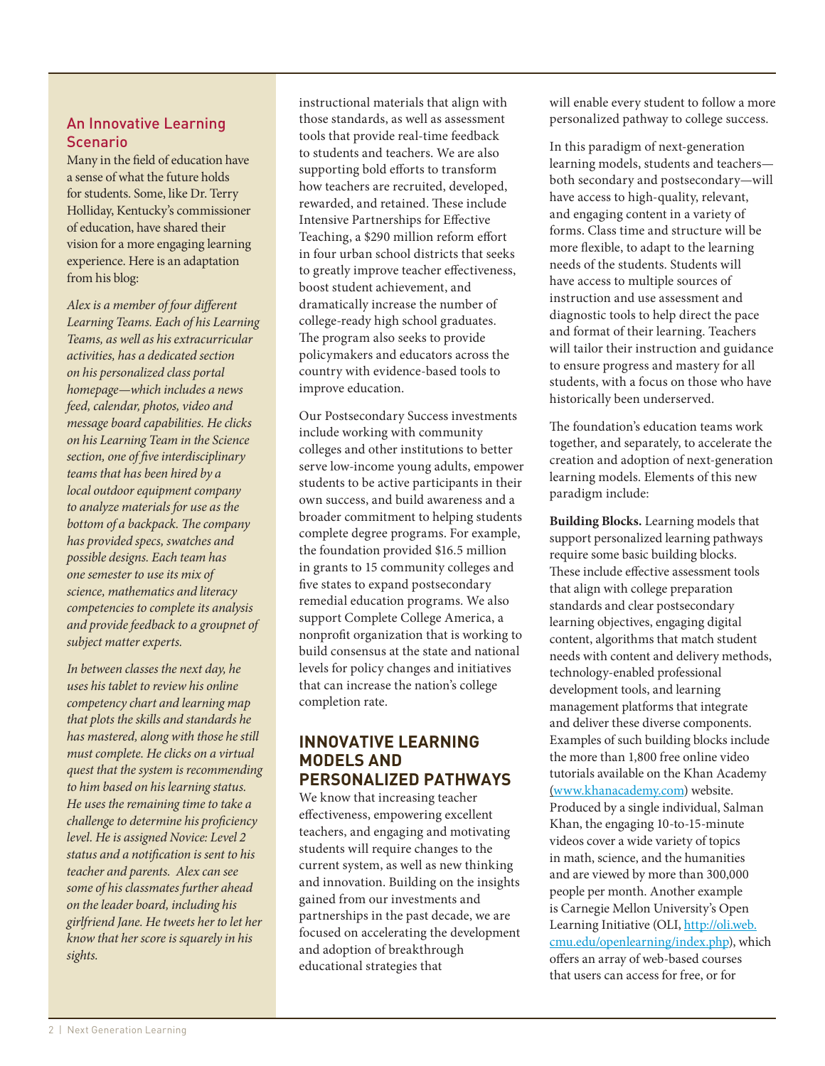### An Innovative Learning Scenario

Many in the field of education have a sense of what the future holds for students. Some, like Dr. Terry Holliday, Kentucky's commissioner of education, have shared their vision for a more engaging learning experience. Here is an adaptation from his blog:

*Alex is a member of four different Learning Teams. Each of his Learning Teams, as well as his extracurricular activities, has a dedicated section on his personalized class portal homepage—which includes a news feed, calendar, photos, video and message board capabilities. He clicks on his Learning Team in the Science section, one of five interdisciplinary teams that has been hired by a local outdoor equipment company to analyze materials for use as the bottom of a backpack. The company has provided specs, swatches and possible designs. Each team has one semester to use its mix of science, mathematics and literacy competencies to complete its analysis and provide feedback to a groupnet of subject matter experts.*

*In between classes the next day, he uses his tablet to review his online competency chart and learning map that plots the skills and standards he has mastered, along with those he still must complete. He clicks on a virtual quest that the system is recommending to him based on his learning status. He uses the remaining time to take a challenge to determine his proficiency level. He is assigned Novice: Level 2 status and a notification is sent to his teacher and parents. Alex can see some of his classmates further ahead on the leader board, including his girlfriend Jane. He tweets her to let her know that her score is squarely in his sights.*

instructional materials that align with those standards, as well as assessment tools that provide real-time feedback to students and teachers. We are also supporting bold efforts to transform how teachers are recruited, developed, rewarded, and retained. These include Intensive Partnerships for Effective Teaching, a $290 million reform effort in four urban school districts that seeks to greatly improve teacher effectiveness, boost student achievement, and dramatically increase the number of college-ready high school graduates. The program also seeks to provide policymakers and educators across the country with evidence-based tools to improve education.

Our Postsecondary Success investments include working with community colleges and other institutions to better serve low-income young adults, empower students to be active participants in their own success, and build awareness and a broader commitment to helping students complete degree programs. For example, the foundation provided $16.5 million in grants to 15 community colleges and five states to expand postsecondary remedial education programs. We also support Complete College America, a nonprofit organization that is working to build consensus at the state and national levels for policy changes and initiatives that can increase the nation's college completion rate.

## INNOVATIVE LEARNING MODELS AND PERSONALIZED PATHWAYS

We know that increasing teacher effectiveness, empowering excellent teachers, and engaging and motivating students will require changes to the current system, as well as new thinking and innovation. Building on the insights gained from our investments and partnerships in the past decade, we are focused on accelerating the development and adoption of breakthrough educational strategies that will enable every student to follow a more personalized pathway to college success.

In this paradigm of next-generation learning models, students and teachers—both secondary and postsecondary—will have access to high-quality, relevant, and engaging content in a variety of forms. Class time and structure will be more flexible, to adapt to the learning needs of the students. Students will have access to multiple sources of instruction and use assessment and diagnostic tools to help direct the pace and format of their learning. Teachers will tailor their instruction and guidance to ensure progress and mastery for all students, with a focus on those who have historically been underserved.

The foundation's education teams work together, and separately, to accelerate the creation and adoption of next-generation learning models. Elements of this new paradigm include:

**Building Blocks.** Learning models that support personalized learning pathways require some basic building blocks. These include effective assessment tools that align with college preparation standards and clear postsecondary learning objectives, engaging digital content, algorithms that match student needs with content and delivery methods, technology-enabled professional development tools, and learning management platforms that integrate and deliver these diverse components. Examples of such building blocks include the more than 1,800 free online video tutorials available on the Khan Academy (www.khanacademy.com) website. Produced by a single individual, Salman Khan, the engaging 10-to-15-minute videos cover a wide variety of topics in math, science, and the humanities and are viewed by more than 300,000 people per month. Another example is Carnegie Mellon University's Open Learning Initiative (OLI, http://oli.web.cmu.edu/openlearning/index.php), which offers an array of web-based courses that users can access for free, or for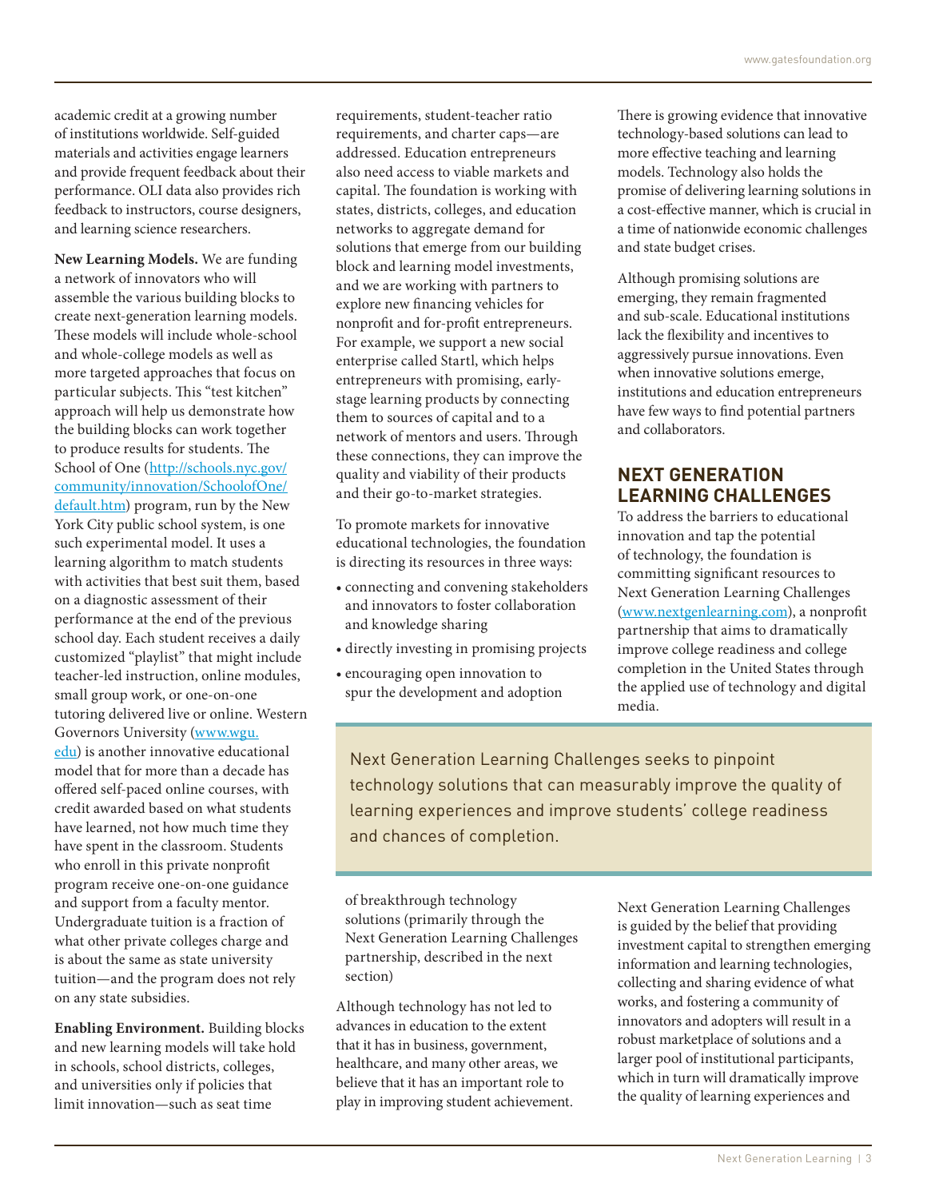academic credit at a growing number of institutions worldwide. Self-guided materials and activities engage learners and provide frequent feedback about their performance. OLI data also provides rich feedback to instructors, course designers, and learning science researchers.

**New Learning Models.** We are funding a network of innovators who will assemble the various building blocks to create next-generation learning models. These models will include whole-school and whole-college models as well as more targeted approaches that focus on particular subjects. This "test kitchen" approach will help us demonstrate how the building blocks can work together to produce results for students. The School of One (http://schools.nyc.gov/community/innovation/SchoolofOne/default.htm) program, run by the New York City public school system, is one such experimental model. It uses a learning algorithm to match students with activities that best suit them, based on a diagnostic assessment of their performance at the end of the previous school day. Each student receives a daily customized "playlist" that might include teacher-led instruction, online modules, small group work, or one-on-one tutoring delivered live or online. Western Governors University (www.wgu.edu) is another innovative educational model that for more than a decade has offered self-paced online courses, with credit awarded based on what students have learned, not how much time they have spent in the classroom. Students who enroll in this private nonprofit program receive one-on-one guidance and support from a faculty mentor. Undergraduate tuition is a fraction of what other private colleges charge and is about the same as state university tuition—and the program does not rely on any state subsidies.

**Enabling Environment.** Building blocks and new learning models will take hold in schools, school districts, colleges, and universities only if policies that limit innovation—such as seat time requirements, student-teacher ratio requirements, and charter caps—are addressed. Education entrepreneurs also need access to viable markets and capital. The foundation is working with states, districts, colleges, and education networks to aggregate demand for solutions that emerge from our building block and learning model investments, and we are working with partners to explore new financing vehicles for nonprofit and for-profit entrepreneurs. For example, we support a new social enterprise called Startl, which helps entrepreneurs with promising, early-stage learning products by connecting them to sources of capital and to a network of mentors and users. Through these connections, they can improve the quality and viability of their products and their go-to-market strategies.

To promote markets for innovative educational technologies, the foundation is directing its resources in three ways:

- connecting and convening stakeholders and innovators to foster collaboration and knowledge sharing
- directly investing in promising projects
- encouraging open innovation to spur the development and adoption of breakthrough technology solutions (primarily through the Next Generation Learning Challenges partnership, described in the next section)

Although technology has not led to advances in education to the extent that it has in business, government, healthcare, and many other areas, we believe that it has an important role to play in improving student achievement. There is growing evidence that innovative technology-based solutions can lead to more effective teaching and learning models. Technology also holds the promise of delivering learning solutions in a cost-effective manner, which is crucial in a time of nationwide economic challenges and state budget crises.

Although promising solutions are emerging, they remain fragmented and sub-scale. Educational institutions lack the flexibility and incentives to aggressively pursue innovations. Even when innovative solutions emerge, institutions and education entrepreneurs have few ways to find potential partners and collaborators.

## NEXT GENERATION LEARNING CHALLENGES

To address the barriers to educational innovation and tap the potential of technology, the foundation is committing significant resources to Next Generation Learning Challenges (www.nextgenlearning.com), a nonprofit partnership that aims to dramatically improve college readiness and college completion in the United States through the applied use of technology and digital media.

> Next Generation Learning Challenges seeks to pinpoint technology solutions that can measurably improve the quality of learning experiences and improve students' college readiness and chances of completion.

Next Generation Learning Challenges is guided by the belief that providing investment capital to strengthen emerging information and learning technologies, collecting and sharing evidence of what works, and fostering a community of innovators and adopters will result in a robust marketplace of solutions and a larger pool of institutional participants, which in turn will dramatically improve the quality of learning experiences and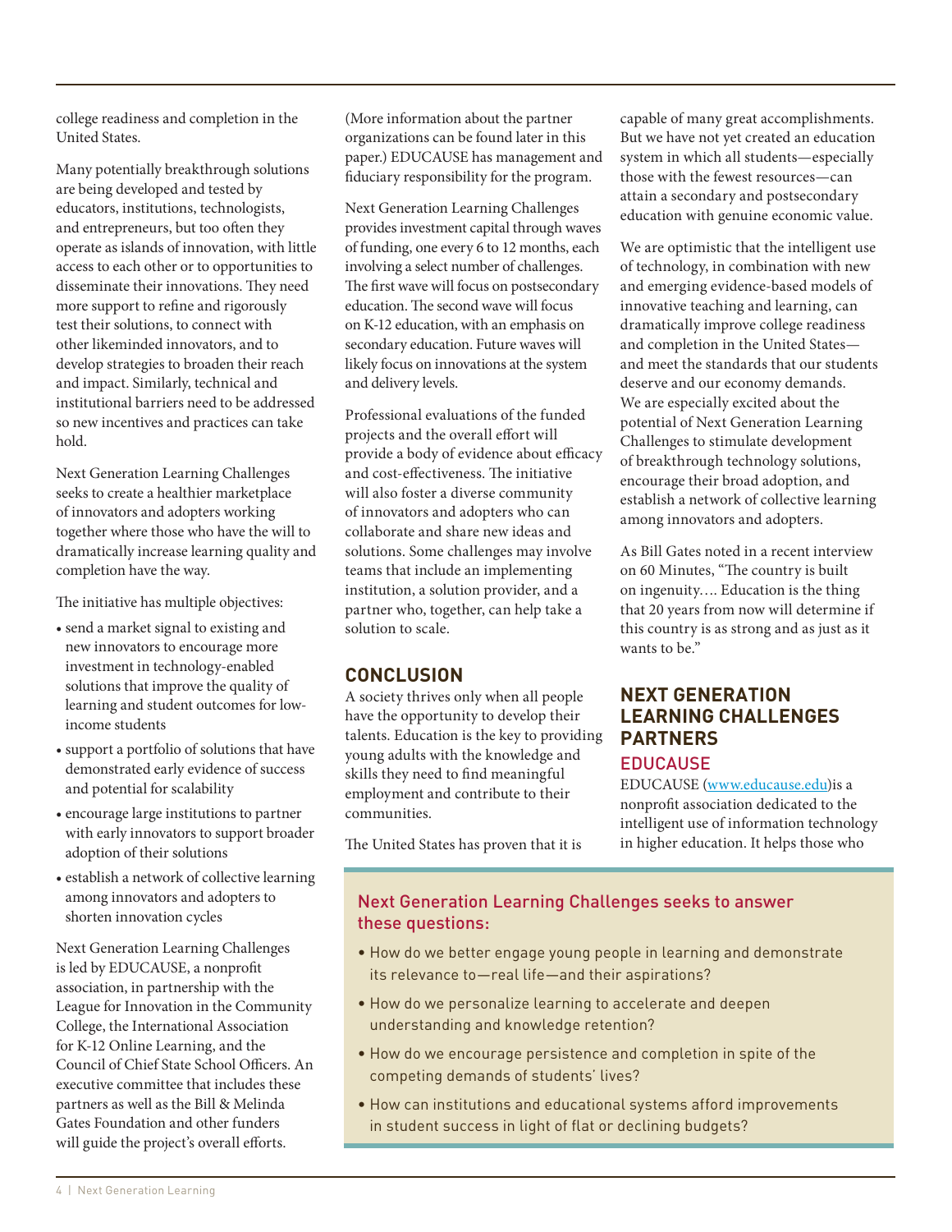college readiness and completion in the United States.

Many potentially breakthrough solutions are being developed and tested by educators, institutions, technologists, and entrepreneurs, but too often they operate as islands of innovation, with little access to each other or to opportunities to disseminate their innovations. They need more support to refine and rigorously test their solutions, to connect with other likeminded innovators, and to develop strategies to broaden their reach and impact. Similarly, technical and institutional barriers need to be addressed so new incentives and practices can take hold.

Next Generation Learning Challenges seeks to create a healthier marketplace of innovators and adopters working together where those who have the will to dramatically increase learning quality and completion have the way.

The initiative has multiple objectives:

- send a market signal to existing and new innovators to encourage more investment in technology-enabled solutions that improve the quality of learning and student outcomes for low-income students
- support a portfolio of solutions that have demonstrated early evidence of success and potential for scalability
- encourage large institutions to partner with early innovators to support broader adoption of their solutions
- establish a network of collective learning among innovators and adopters to shorten innovation cycles

Next Generation Learning Challenges is led by EDUCAUSE, a nonprofit association, in partnership with the League for Innovation in the Community College, the International Association for K-12 Online Learning, and the Council of Chief State School Officers. An executive committee that includes these partners as well as the Bill & Melinda Gates Foundation and other funders will guide the project's overall efforts. (More information about the partner organizations can be found later in this paper.) EDUCAUSE has management and fiduciary responsibility for the program.

Next Generation Learning Challenges provides investment capital through waves of funding, one every 6 to 12 months, each involving a select number of challenges. The first wave will focus on postsecondary education. The second wave will focus on K-12 education, with an emphasis on secondary education. Future waves will likely focus on innovations at the system and delivery levels.

Professional evaluations of the funded projects and the overall effort will provide a body of evidence about efficacy and cost-effectiveness. The initiative will also foster a diverse community of innovators and adopters who can collaborate and share new ideas and solutions. Some challenges may involve teams that include an implementing institution, a solution provider, and a partner who, together, can help take a solution to scale.

## CONCLUSION

A society thrives only when all people have the opportunity to develop their talents. Education is the key to providing young adults with the knowledge and skills they need to find meaningful employment and contribute to their communities.

The United States has proven that it is capable of many great accomplishments. But we have not yet created an education system in which all students—especially those with the fewest resources—can attain a secondary and postsecondary education with genuine economic value.

We are optimistic that the intelligent use of technology, in combination with new and emerging evidence-based models of innovative teaching and learning, can dramatically improve college readiness and completion in the United States—and meet the standards that our students deserve and our economy demands. We are especially excited about the potential of Next Generation Learning Challenges to stimulate development of breakthrough technology solutions, encourage their broad adoption, and establish a network of collective learning among innovators and adopters.

As Bill Gates noted in a recent interview on 60 Minutes, "The country is built on ingenuity…. Education is the thing that 20 years from now will determine if this country is as strong and as just as it wants to be."

## NEXT GENERATION LEARNING CHALLENGES PARTNERS

### EDUCAUSE

EDUCAUSE (www.educause.edu)is a nonprofit association dedicated to the intelligent use of information technology in higher education. It helps those who

---

**Next Generation Learning Challenges seeks to answer these questions:**

- How do we better engage young people in learning and demonstrate its relevance to—real life—and their aspirations?
- How do we personalize learning to accelerate and deepen understanding and knowledge retention?
- How do we encourage persistence and completion in spite of the competing demands of students' lives?
- How can institutions and educational systems afford improvements in student success in light of flat or declining budgets?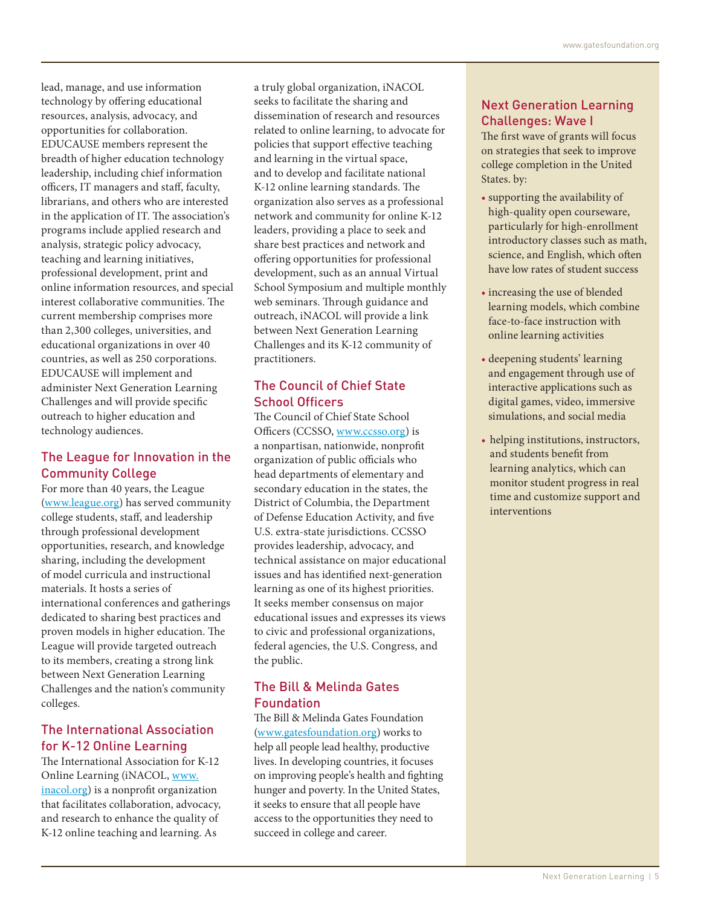lead, manage, and use information technology by offering educational resources, analysis, advocacy, and opportunities for collaboration. EDUCAUSE members represent the breadth of higher education technology leadership, including chief information officers, IT managers and staff, faculty, librarians, and others who are interested in the application of IT. The association's programs include applied research and analysis, strategic policy advocacy, teaching and learning initiatives, professional development, print and online information resources, and special interest collaborative communities. The current membership comprises more than 2,300 colleges, universities, and educational organizations in over 40 countries, as well as 250 corporations. EDUCAUSE will implement and administer Next Generation Learning Challenges and will provide specific outreach to higher education and technology audiences.

## The League for Innovation in the Community College

For more than 40 years, the League (www.league.org) has served community college students, staff, and leadership through professional development opportunities, research, and knowledge sharing, including the development of model curricula and instructional materials. It hosts a series of international conferences and gatherings dedicated to sharing best practices and proven models in higher education. The League will provide targeted outreach to its members, creating a strong link between Next Generation Learning Challenges and the nation's community colleges.

## The International Association for K-12 Online Learning

The International Association for K-12 Online Learning (iNACOL, www.inacol.org) is a nonprofit organization that facilitates collaboration, advocacy, and research to enhance the quality of K-12 online teaching and learning. As a truly global organization, iNACOL seeks to facilitate the sharing and dissemination of research and resources related to online learning, to advocate for policies that support effective teaching and learning in the virtual space, and to develop and facilitate national K-12 online learning standards. The organization also serves as a professional network and community for online K-12 leaders, providing a place to seek and share best practices and network and offering opportunities for professional development, such as an annual Virtual School Symposium and multiple monthly web seminars. Through guidance and outreach, iNACOL will provide a link between Next Generation Learning Challenges and its K-12 community of practitioners.

## The Council of Chief State School Officers

The Council of Chief State School Officers (CCSSO, www.ccsso.org) is a nonpartisan, nationwide, nonprofit organization of public officials who head departments of elementary and secondary education in the states, the District of Columbia, the Department of Defense Education Activity, and five U.S. extra-state jurisdictions. CCSSO provides leadership, advocacy, and technical assistance on major educational issues and has identified next-generation learning as one of its highest priorities. It seeks member consensus on major educational issues and expresses its views to civic and professional organizations, federal agencies, the U.S. Congress, and the public.

## The Bill & Melinda Gates Foundation

The Bill & Melinda Gates Foundation (www.gatesfoundation.org) works to help all people lead healthy, productive lives. In developing countries, it focuses on improving people's health and fighting hunger and poverty. In the United States, it seeks to ensure that all people have access to the opportunities they need to succeed in college and career.

## Next Generation Learning Challenges: Wave I

The first wave of grants will focus on strategies that seek to improve college completion in the United States. by:

- supporting the availability of high-quality open courseware, particularly for high-enrollment introductory classes such as math, science, and English, which often have low rates of student success
- increasing the use of blended learning models, which combine face-to-face instruction with online learning activities
- deepening students' learning and engagement through use of interactive applications such as digital games, video, immersive simulations, and social media
- helping institutions, instructors, and students benefit from learning analytics, which can monitor student progress in real time and customize support and interventions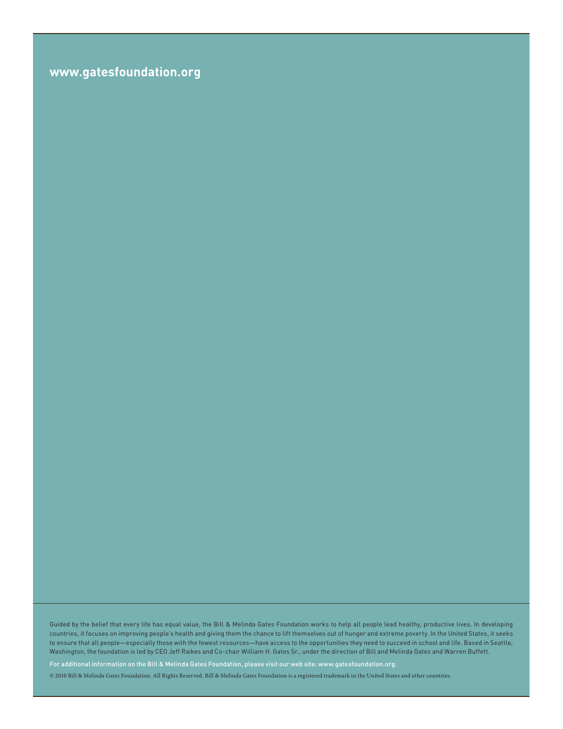**www.gatesfoundation.org**

Guided by the belief that every life has equal value, the Bill & Melinda Gates Foundation works to help all people lead healthy, productive lives. In developing countries, it focuses on improving people's health and giving them the chance to lift themselves out of hunger and extreme poverty. In the United States, it seeks to ensure that all people—especially those with the fewest resources—have access to the opportunities they need to succeed in school and life. Based in Seattle, Washington, the foundation is led by CEO Jeff Raikes and Co-chair William H. Gates Sr., under the direction of Bill and Melinda Gates and Warren Buffett.

For additional information on the Bill & Melinda Gates Foundation, please visit our web site: www.gatesfoundation.org.

© 2010 Bill & Melinda Gates Foundation. All Rights Reserved. Bill & Melinda Gates Foundation is a registered trademark in the United States and other countries.